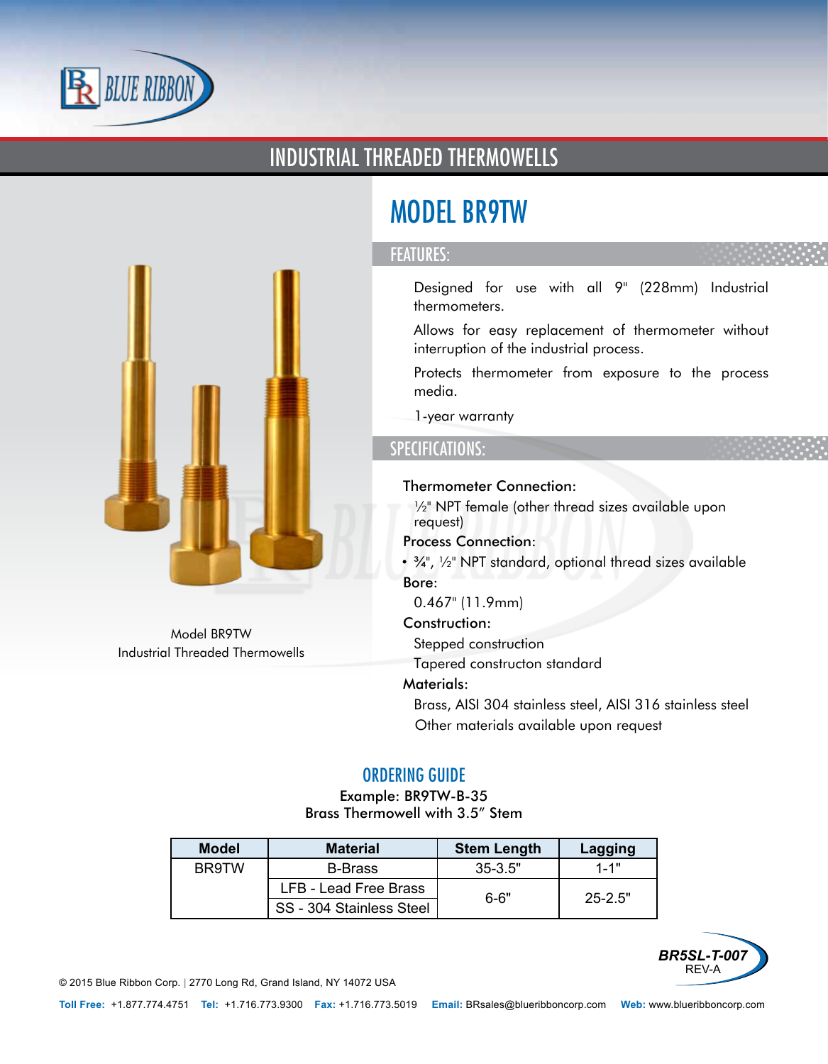# INDUSTRIAL THREADED THERMOWELLS

Model BR9TW
Industrial Threaded Thermowells

# MODEL BR9TW

## FEATURES:

Designed for use with all 9" (228mm) Industrial thermometers.

Allows for easy replacement of thermometer without interruption of the industrial process.

Protects thermometer from exposure to the process media.

1-year warranty

## SPECIFICATIONS:

**Thermometer Connection:**

½" NPT female (other thread sizes available upon request)

**Process Connection:**

- ¾", ½" NPT standard, optional thread sizes available

**Bore:**

0.467" (11.9mm)

**Construction:**

Stepped construction

Tapered construction standard

**Materials:**

Brass, AISI 304 stainless steel, AISI 316 stainless steel

Other materials available upon request

## ORDERING GUIDE

Example: BR9TW-B-35
Brass Thermowell with 3.5" Stem

| Model | Material | Stem Length | Lagging |
|---|---|---|---|
| BR9TW | B-Brass | 35-3.5" | 1-1" |
| | LFB - Lead Free Brass | 6-6" | 25-2.5" |
| | SS - 304 Stainless Steel | | |

BR5SL-T-007
REV-A

© 2015 Blue Ribbon Corp. | 2770 Long Rd, Grand Island, NY 14072 USA

**Toll Free:** +1.877.774.4751 **Tel:** +1.716.773.9300 **Fax:** +1.716.773.5019 **Email:** BRsales@blueribboncorp.com **Web:** www.blueribboncorp.com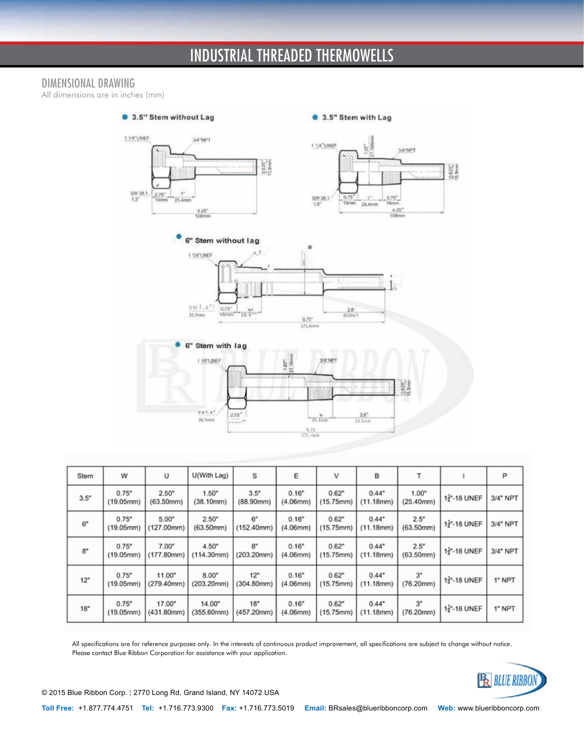# INDUSTRIAL THREADED THERMOWELLS

## DIMENSIONAL DRAWING

All dimensions are in inches (mm)

- 3.5" Stem without Lag
- 3.5" Stem with Lag
- 6" Stem without lag
- 6" Stem with lag

| Stem | W | U | U(With Lag) | S | E | V | B | T | I | P |
|---|---|---|---|---|---|---|---|---|---|---|
| 3.5" | 0.75" (19.05mm) | 2.50" (63.50mm) | 1.50" (38.10mm) | 3.5" (88.90mm) | 0.16" (4.06mm) | 0.62" (15.75mm) | 0.44" (11.18mm) | 1.00" (25.40mm) | 1¼"-18 UNEF | 3/4" NPT |
| 6" | 0.75" (19.05mm) | 5.00" (127.00mm) | 2.50" (63.50mm) | 6" (152.40mm) | 0.16" (4.06mm) | 0.62" (15.75mm) | 0.44" (11.18mm) | 2.5" (63.50mm) | 1¼"-18 UNEF | 3/4" NPT |
| 8" | 0.75" (19.05mm) | 7.00" (177.80mm) | 4.50" (114.30mm) | 8" (203.20mm) | 0.16" (4.06mm) | 0.62" (15.75mm) | 0.44" (11.18mm) | 2.5" (63.50mm) | 1¼"-18 UNEF | 3/4" NPT |
| 12" | 0.75" (19.05mm) | 11.00" (279.40mm) | 8.00" (203.20mm) | 12" (304.80mm) | 0.16" (4.06mm) | 0.62" (15.75mm) | 0.44" (11.18mm) | 3" (76.20mm) | 1¼"-18 UNEF | 1" NPT |
| 18" | 0.75" (19.05mm) | 17.00" (431.80mm) | 14.00" (355.60mm) | 18" (457.20mm) | 0.16" (4.06mm) | 0.62" (15.75mm) | 0.44" (11.18mm) | 3" (76.20mm) | 1¼"-18 UNEF | 1" NPT |

All specifications are for reference purposes only. In the interests of continuous product improvement, all specifications are subject to change without notice. Please contact Blue Ribbon Corporation for assistance with your application.

© 2015 Blue Ribbon Corp. | 2770 Long Rd, Grand Island, NY 14072 USA

**Toll Free:** +1.877.774.4751 **Tel:** +1.716.773.9300 **Fax:** +1.716.773.5019 **Email:** BRsales@blueribboncorp.com **Web:** www.blueribboncorp.com